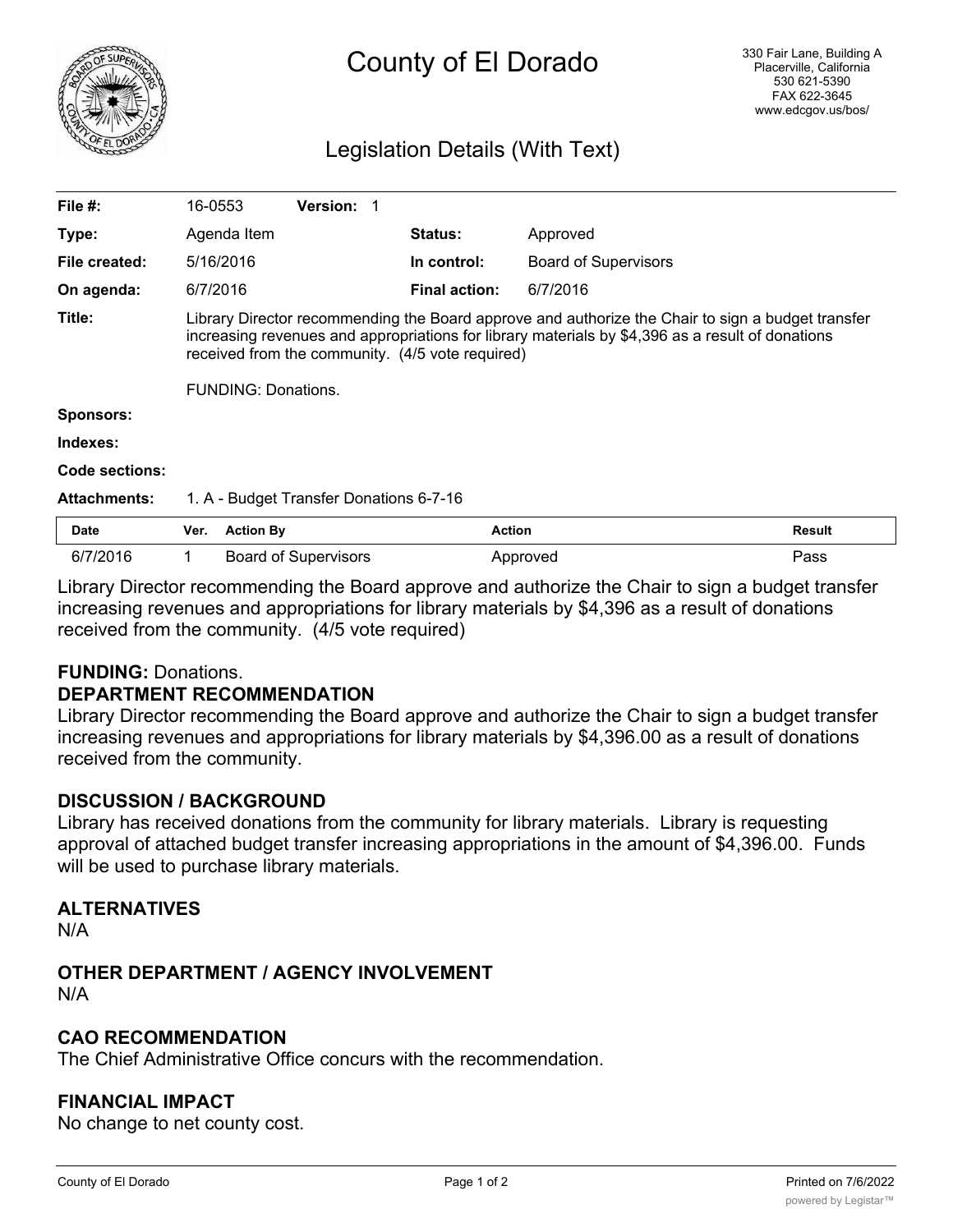# County of El Dorado

330 Fair Lane, Building A
Placerville, California
530 621-5390
FAX 622-3645
www.edcgov.us/bos/

## Legislation Details (With Text)

| | | | | |
|---|---|---|---|---|
| **File #:** | 16-0553 | **Version:** 1 | | |
| **Type:** | Agenda Item | | **Status:** | Approved |
| **File created:** | 5/16/2016 | | **In control:** | Board of Supervisors |
| **On agenda:** | 6/7/2016 | | **Final action:** | 6/7/2016 |

**Title:** Library Director recommending the Board approve and authorize the Chair to sign a budget transfer increasing revenues and appropriations for library materials by $4,396 as a result of donations received from the community. (4/5 vote required)

FUNDING: Donations.

**Sponsors:**

**Indexes:**

**Code sections:**

**Attachments:** 1. A - Budget Transfer Donations 6-7-16

| Date | Ver. | Action By | Action | Result |
|---|---|---|---|---|
| 6/7/2016 | 1 | Board of Supervisors | Approved | Pass |

Library Director recommending the Board approve and authorize the Chair to sign a budget transfer increasing revenues and appropriations for library materials by $4,396 as a result of donations received from the community. (4/5 vote required)

**FUNDING:** Donations.

**DEPARTMENT RECOMMENDATION**

Library Director recommending the Board approve and authorize the Chair to sign a budget transfer increasing revenues and appropriations for library materials by $4,396.00 as a result of donations received from the community.

**DISCUSSION / BACKGROUND**

Library has received donations from the community for library materials. Library is requesting approval of attached budget transfer increasing appropriations in the amount of $4,396.00. Funds will be used to purchase library materials.

**ALTERNATIVES**

N/A

**OTHER DEPARTMENT / AGENCY INVOLVEMENT**

N/A

**CAO RECOMMENDATION**

The Chief Administrative Office concurs with the recommendation.

**FINANCIAL IMPACT**

No change to net county cost.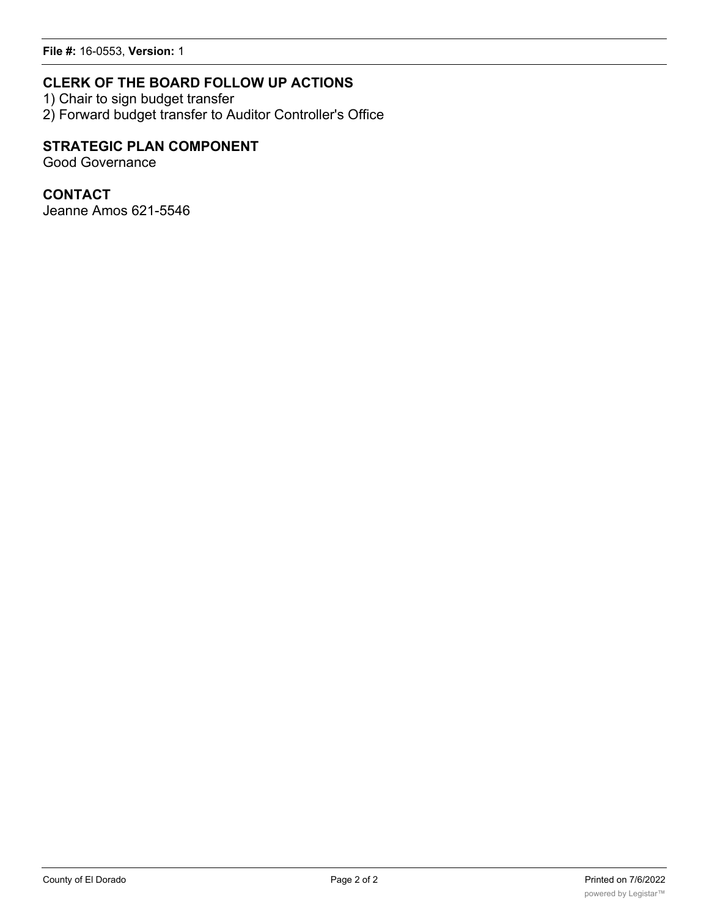## CLERK OF THE BOARD FOLLOW UP ACTIONS

1) Chair to sign budget transfer
2) Forward budget transfer to Auditor Controller's Office

## STRATEGIC PLAN COMPONENT

Good Governance

## CONTACT

Jeanne Amos 621-5546